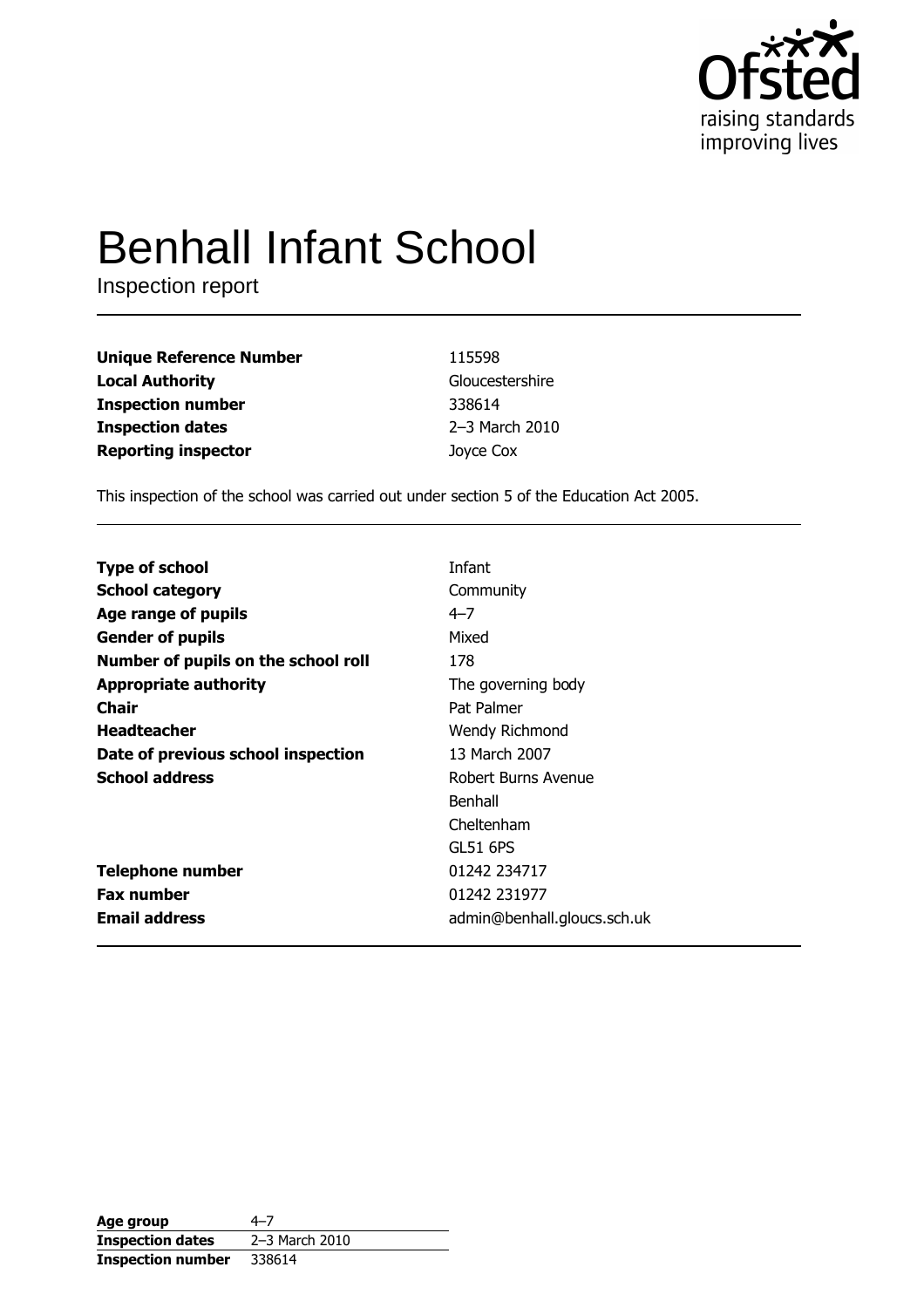# Benhall Infant School

Inspection report

| | |
|---|---|
| **Unique Reference Number** | 115598 |
| **Local Authority** | Gloucestershire |
| **Inspection number** | 338614 |
| **Inspection dates** | 2–3 March 2010 |
| **Reporting inspector** | Joyce Cox |

This inspection of the school was carried out under section 5 of the Education Act 2005.

| | |
|---|---|
| **Type of school** | Infant |
| **School category** | Community |
| **Age range of pupils** | 4–7 |
| **Gender of pupils** | Mixed |
| **Number of pupils on the school roll** | 178 |
| **Appropriate authority** | The governing body |
| **Chair** | Pat Palmer |
| **Headteacher** | Wendy Richmond |
| **Date of previous school inspection** | 13 March 2007 |
| **School address** | Robert Burns Avenue<br>Benhall<br>Cheltenham<br>GL51 6PS |
| **Telephone number** | 01242 234717 |
| **Fax number** | 01242 231977 |
| **Email address** | admin@benhall.gloucs.sch.uk |

| | |
|---|---|
| **Age group** | 4–7 |
| **Inspection dates** | 2–3 March 2010 |
| **Inspection number** | 338614 |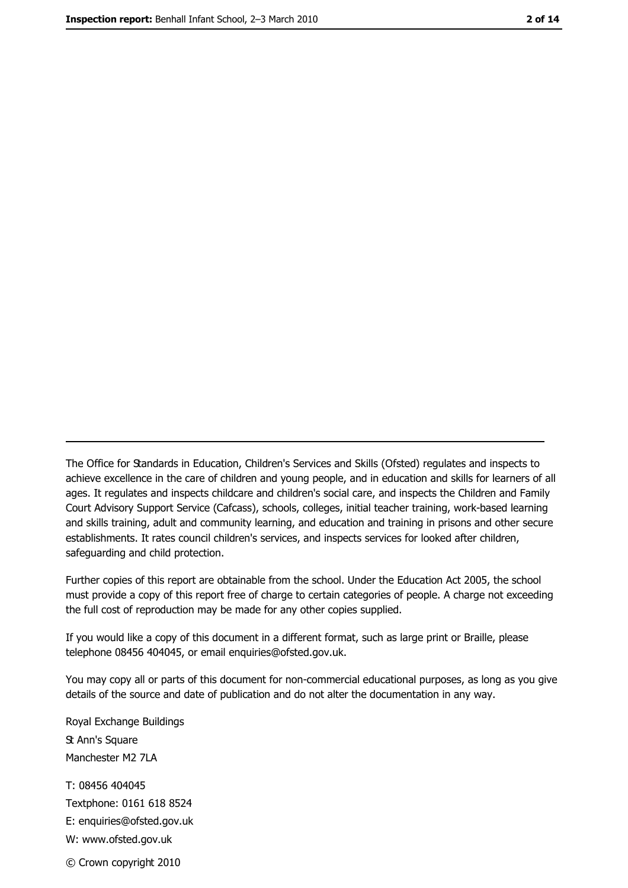The Office for Standards in Education, Children's Services and Skills (Ofsted) regulates and inspects to achieve excellence in the care of children and young people, and in education and skills for learners of all ages. It regulates and inspects childcare and children's social care, and inspects the Children and Family Court Advisory Support Service (Cafcass), schools, colleges, initial teacher training, work-based learning and skills training, adult and community learning, and education and training in prisons and other secure establishments. It rates council children's services, and inspects services for looked after children, safeguarding and child protection.

Further copies of this report are obtainable from the school. Under the Education Act 2005, the school must provide a copy of this report free of charge to certain categories of people. A charge not exceeding the full cost of reproduction may be made for any other copies supplied.

If you would like a copy of this document in a different format, such as large print or Braille, please telephone 08456 404045, or email enquiries@ofsted.gov.uk.

You may copy all or parts of this document for non-commercial educational purposes, as long as you give details of the source and date of publication and do not alter the documentation in any way.

Royal Exchange Buildings
St Ann's Square
Manchester M2 7LA

T: 08456 404045
Textphone: 0161 618 8524
E: enquiries@ofsted.gov.uk
W: www.ofsted.gov.uk

© Crown copyright 2010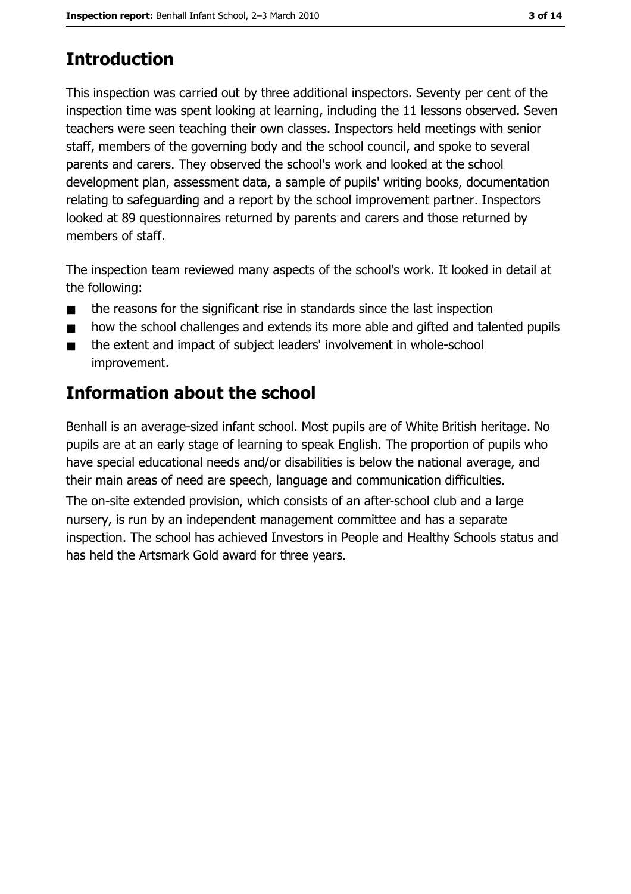## Introduction

This inspection was carried out by three additional inspectors. Seventy per cent of the inspection time was spent looking at learning, including the 11 lessons observed. Seven teachers were seen teaching their own classes. Inspectors held meetings with senior staff, members of the governing body and the school council, and spoke to several parents and carers. They observed the school's work and looked at the school development plan, assessment data, a sample of pupils' writing books, documentation relating to safeguarding and a report by the school improvement partner. Inspectors looked at 89 questionnaires returned by parents and carers and those returned by members of staff.

The inspection team reviewed many aspects of the school's work. It looked in detail at the following:

- the reasons for the significant rise in standards since the last inspection
- how the school challenges and extends its more able and gifted and talented pupils
- the extent and impact of subject leaders' involvement in whole-school improvement.

## Information about the school

Benhall is an average-sized infant school. Most pupils are of White British heritage. No pupils are at an early stage of learning to speak English. The proportion of pupils who have special educational needs and/or disabilities is below the national average, and their main areas of need are speech, language and communication difficulties.

The on-site extended provision, which consists of an after-school club and a large nursery, is run by an independent management committee and has a separate inspection. The school has achieved Investors in People and Healthy Schools status and has held the Artsmark Gold award for three years.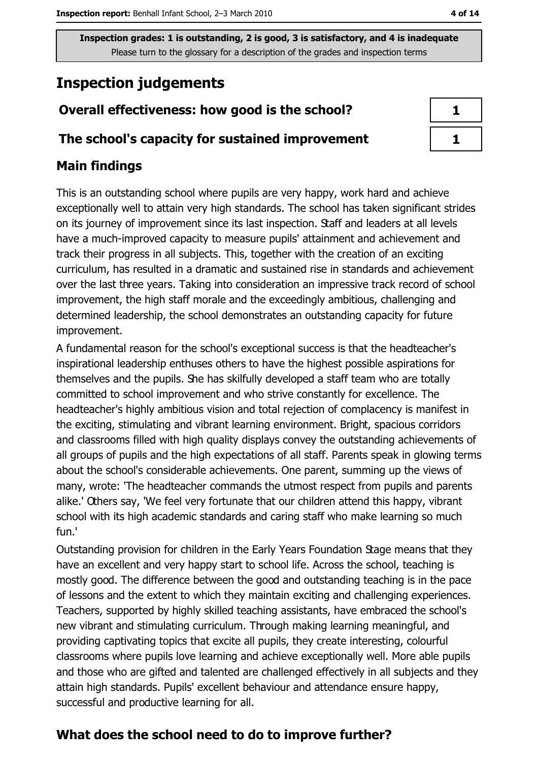Inspection grades: 1 is outstanding, 2 is good, 3 is satisfactory, and 4 is inadequate
Please turn to the glossary for a description of the grades and inspection terms

# Inspection judgements

| | |
|---|---|
| **Overall effectiveness: how good is the school?** | 1 |
| **The school's capacity for sustained improvement** | 1 |

## Main findings

This is an outstanding school where pupils are very happy, work hard and achieve exceptionally well to attain very high standards. The school has taken significant strides on its journey of improvement since its last inspection. Staff and leaders at all levels have a much-improved capacity to measure pupils' attainment and achievement and track their progress in all subjects. This, together with the creation of an exciting curriculum, has resulted in a dramatic and sustained rise in standards and achievement over the last three years. Taking into consideration an impressive track record of school improvement, the high staff morale and the exceedingly ambitious, challenging and determined leadership, the school demonstrates an outstanding capacity for future improvement.

A fundamental reason for the school's exceptional success is that the headteacher's inspirational leadership enthuses others to have the highest possible aspirations for themselves and the pupils. She has skilfully developed a staff team who are totally committed to school improvement and who strive constantly for excellence. The headteacher's highly ambitious vision and total rejection of complacency is manifest in the exciting, stimulating and vibrant learning environment. Bright, spacious corridors and classrooms filled with high quality displays convey the outstanding achievements of all groups of pupils and the high expectations of all staff. Parents speak in glowing terms about the school's considerable achievements. One parent, summing up the views of many, wrote: 'The headteacher commands the utmost respect from pupils and parents alike.' Others say, 'We feel very fortunate that our children attend this happy, vibrant school with its high academic standards and caring staff who make learning so much fun.'

Outstanding provision for children in the Early Years Foundation Stage means that they have an excellent and very happy start to school life. Across the school, teaching is mostly good. The difference between the good and outstanding teaching is in the pace of lessons and the extent to which they maintain exciting and challenging experiences. Teachers, supported by highly skilled teaching assistants, have embraced the school's new vibrant and stimulating curriculum. Through making learning meaningful, and providing captivating topics that excite all pupils, they create interesting, colourful classrooms where pupils love learning and achieve exceptionally well. More able pupils and those who are gifted and talented are challenged effectively in all subjects and they attain high standards. Pupils' excellent behaviour and attendance ensure happy, successful and productive learning for all.

## What does the school need to do to improve further?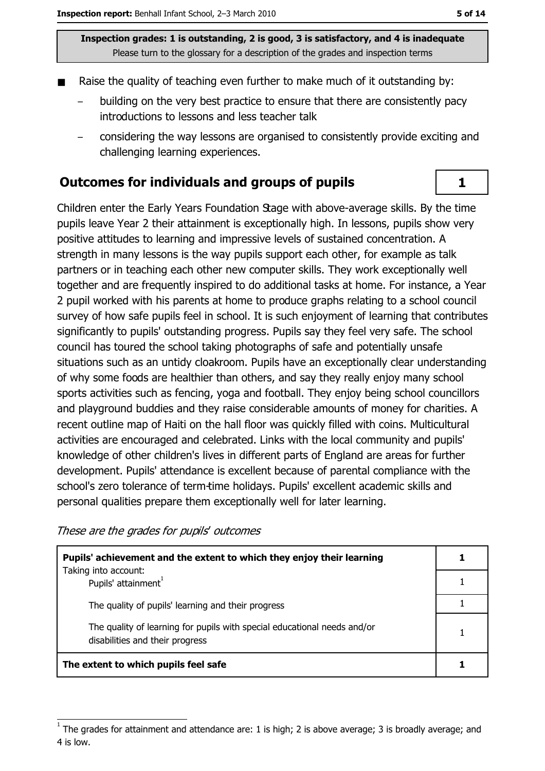Inspection grades: 1 is outstanding, 2 is good, 3 is satisfactory, and 4 is inadequate
Please turn to the glossary for a description of the grades and inspection terms

- Raise the quality of teaching even further to make much of it outstanding by:
  - building on the very best practice to ensure that there are consistently pacy introductions to lessons and less teacher talk
  - considering the way lessons are organised to consistently provide exciting and challenging learning experiences.

## Outcomes for individuals and groups of pupils — 1

Children enter the Early Years Foundation Stage with above-average skills. By the time pupils leave Year 2 their attainment is exceptionally high. In lessons, pupils show very positive attitudes to learning and impressive levels of sustained concentration. A strength in many lessons is the way pupils support each other, for example as talk partners or in teaching each other new computer skills. They work exceptionally well together and are frequently inspired to do additional tasks at home. For instance, a Year 2 pupil worked with his parents at home to produce graphs relating to a school council survey of how safe pupils feel in school. It is such enjoyment of learning that contributes significantly to pupils' outstanding progress. Pupils say they feel very safe. The school council has toured the school taking photographs of safe and potentially unsafe situations such as an untidy cloakroom. Pupils have an exceptionally clear understanding of why some foods are healthier than others, and say they really enjoy many school sports activities such as fencing, yoga and football. They enjoy being school councillors and playground buddies and they raise considerable amounts of money for charities. A recent outline map of Haiti on the hall floor was quickly filled with coins. Multicultural activities are encouraged and celebrated. Links with the local community and pupils' knowledge of other children's lives in different parts of England are areas for further development. Pupils' attendance is excellent because of parental compliance with the school's zero tolerance of term-time holidays. Pupils' excellent academic skills and personal qualities prepare them exceptionally well for later learning.

*These are the grades for pupils' outcomes*

| | |
|---|---|
| **Pupils' achievement and the extent to which they enjoy their learning** | **1** |
| Taking into account: Pupils' attainment[1] | 1 |
| The quality of pupils' learning and their progress | 1 |
| The quality of learning for pupils with special educational needs and/or disabilities and their progress | 1 |
| **The extent to which pupils feel safe** | **1** |

[1] The grades for attainment and attendance are: 1 is high; 2 is above average; 3 is broadly average; and 4 is low.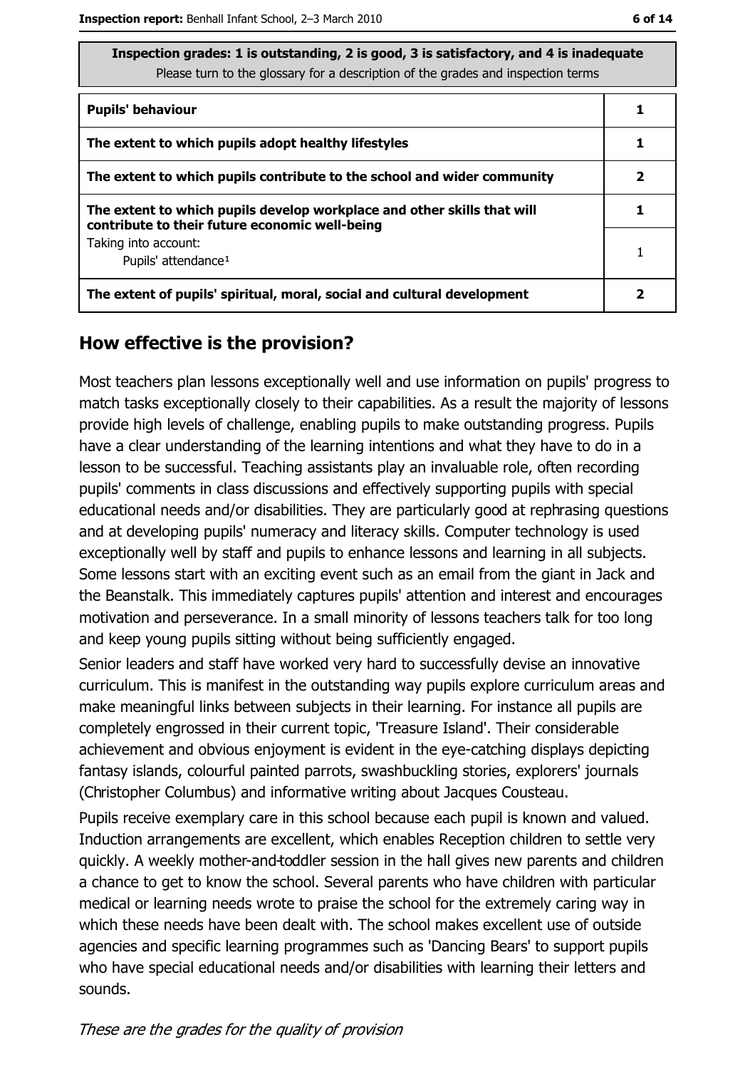| Inspection grades: 1 is outstanding, 2 is good, 3 is satisfactory, and 4 is inadequate<br>Please turn to the glossary for a description of the grades and inspection terms | |
|---|---|
| **Pupils' behaviour** | **1** |
| **The extent to which pupils adopt healthy lifestyles** | **1** |
| **The extent to which pupils contribute to the school and wider community** | **2** |
| **The extent to which pupils develop workplace and other skills that will contribute to their future economic well-being** | **1** |
| Taking into account:<br>Pupils' attendance[1] | 1 |
| **The extent of pupils' spiritual, moral, social and cultural development** | **2** |

## How effective is the provision?

Most teachers plan lessons exceptionally well and use information on pupils' progress to match tasks exceptionally closely to their capabilities. As a result the majority of lessons provide high levels of challenge, enabling pupils to make outstanding progress. Pupils have a clear understanding of the learning intentions and what they have to do in a lesson to be successful. Teaching assistants play an invaluable role, often recording pupils' comments in class discussions and effectively supporting pupils with special educational needs and/or disabilities. They are particularly good at rephrasing questions and at developing pupils' numeracy and literacy skills. Computer technology is used exceptionally well by staff and pupils to enhance lessons and learning in all subjects. Some lessons start with an exciting event such as an email from the giant in Jack and the Beanstalk. This immediately captures pupils' attention and interest and encourages motivation and perseverance. In a small minority of lessons teachers talk for too long and keep young pupils sitting without being sufficiently engaged.

Senior leaders and staff have worked very hard to successfully devise an innovative curriculum. This is manifest in the outstanding way pupils explore curriculum areas and make meaningful links between subjects in their learning. For instance all pupils are completely engrossed in their current topic, 'Treasure Island'. Their considerable achievement and obvious enjoyment is evident in the eye-catching displays depicting fantasy islands, colourful painted parrots, swashbuckling stories, explorers' journals (Christopher Columbus) and informative writing about Jacques Cousteau.

Pupils receive exemplary care in this school because each pupil is known and valued. Induction arrangements are excellent, which enables Reception children to settle very quickly. A weekly mother-and-toddler session in the hall gives new parents and children a chance to get to know the school. Several parents who have children with particular medical or learning needs wrote to praise the school for the extremely caring way in which these needs have been dealt with. The school makes excellent use of outside agencies and specific learning programmes such as 'Dancing Bears' to support pupils who have special educational needs and/or disabilities with learning their letters and sounds.

*These are the grades for the quality of provision*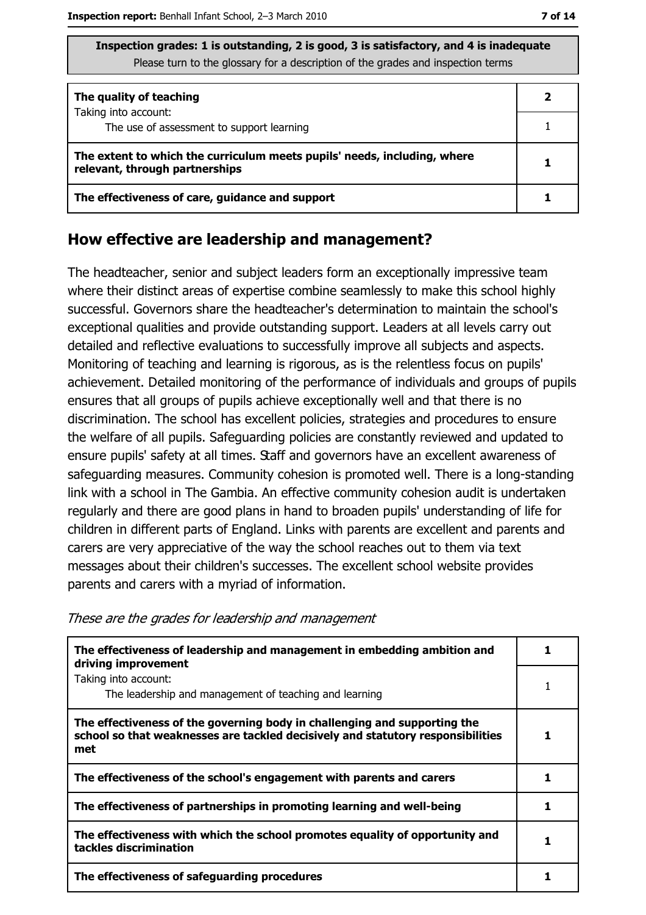Inspection grades: 1 is outstanding, 2 is good, 3 is satisfactory, and 4 is inadequate
Please turn to the glossary for a description of the grades and inspection terms

| | |
|---|---|
| **The quality of teaching** | **2** |
| Taking into account: The use of assessment to support learning | 1 |
| **The extent to which the curriculum meets pupils' needs, including, where relevant, through partnerships** | **1** |
| **The effectiveness of care, guidance and support** | **1** |

## How effective are leadership and management?

The headteacher, senior and subject leaders form an exceptionally impressive team where their distinct areas of expertise combine seamlessly to make this school highly successful. Governors share the headteacher's determination to maintain the school's exceptional qualities and provide outstanding support. Leaders at all levels carry out detailed and reflective evaluations to successfully improve all subjects and aspects. Monitoring of teaching and learning is rigorous, as is the relentless focus on pupils' achievement. Detailed monitoring of the performance of individuals and groups of pupils ensures that all groups of pupils achieve exceptionally well and that there is no discrimination. The school has excellent policies, strategies and procedures to ensure the welfare of all pupils. Safeguarding policies are constantly reviewed and updated to ensure pupils' safety at all times. Staff and governors have an excellent awareness of safeguarding measures. Community cohesion is promoted well. There is a long-standing link with a school in The Gambia. An effective community cohesion audit is undertaken regularly and there are good plans in hand to broaden pupils' understanding of life for children in different parts of England. Links with parents are excellent and parents and carers are very appreciative of the way the school reaches out to them via text messages about their children's successes. The excellent school website provides parents and carers with a myriad of information.

*These are the grades for leadership and management*

| | |
|---|---|
| **The effectiveness of leadership and management in embedding ambition and driving improvement** | **1** |
| Taking into account: The leadership and management of teaching and learning | 1 |
| **The effectiveness of the governing body in challenging and supporting the school so that weaknesses are tackled decisively and statutory responsibilities met** | **1** |
| **The effectiveness of the school's engagement with parents and carers** | **1** |
| **The effectiveness of partnerships in promoting learning and well-being** | **1** |
| **The effectiveness with which the school promotes equality of opportunity and tackles discrimination** | **1** |
| **The effectiveness of safeguarding procedures** | **1** |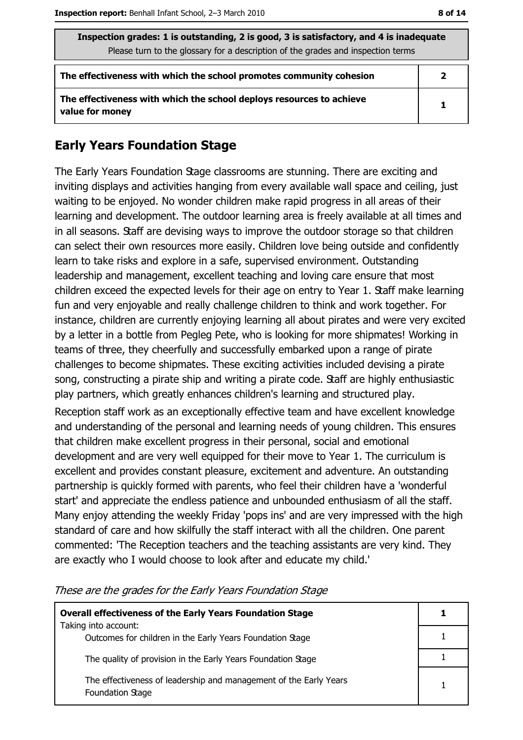| Inspection grades: 1 is outstanding, 2 is good, 3 is satisfactory, and 4 is inadequate<br>Please turn to the glossary for a description of the grades and inspection terms | |
|---|---|
| **The effectiveness with which the school promotes community cohesion** | **2** |
| **The effectiveness with which the school deploys resources to achieve value for money** | **1** |

## Early Years Foundation Stage

The Early Years Foundation Stage classrooms are stunning. There are exciting and inviting displays and activities hanging from every available wall space and ceiling, just waiting to be enjoyed. No wonder children make rapid progress in all areas of their learning and development. The outdoor learning area is freely available at all times and in all seasons. Staff are devising ways to improve the outdoor storage so that children can select their own resources more easily. Children love being outside and confidently learn to take risks and explore in a safe, supervised environment. Outstanding leadership and management, excellent teaching and loving care ensure that most children exceed the expected levels for their age on entry to Year 1. Staff make learning fun and very enjoyable and really challenge children to think and work together. For instance, children are currently enjoying learning all about pirates and were very excited by a letter in a bottle from Pegleg Pete, who is looking for more shipmates! Working in teams of three, they cheerfully and successfully embarked upon a range of pirate challenges to become shipmates. These exciting activities included devising a pirate song, constructing a pirate ship and writing a pirate code. Staff are highly enthusiastic play partners, which greatly enhances children's learning and structured play.

Reception staff work as an exceptionally effective team and have excellent knowledge and understanding of the personal and learning needs of young children. This ensures that children make excellent progress in their personal, social and emotional development and are very well equipped for their move to Year 1. The curriculum is excellent and provides constant pleasure, excitement and adventure. An outstanding partnership is quickly formed with parents, who feel their children have a 'wonderful start' and appreciate the endless patience and unbounded enthusiasm of all the staff. Many enjoy attending the weekly Friday 'pops ins' and are very impressed with the high standard of care and how skilfully the staff interact with all the children. One parent commented: 'The Reception teachers and the teaching assistants are very kind. They are exactly who I would choose to look after and educate my child.'

*These are the grades for the Early Years Foundation Stage*

| | |
|---|---|
| **Overall effectiveness of the Early Years Foundation Stage**<br>Taking into account: | **1** |
| Outcomes for children in the Early Years Foundation Stage | 1 |
| The quality of provision in the Early Years Foundation Stage | 1 |
| The effectiveness of leadership and management of the Early Years Foundation Stage | 1 |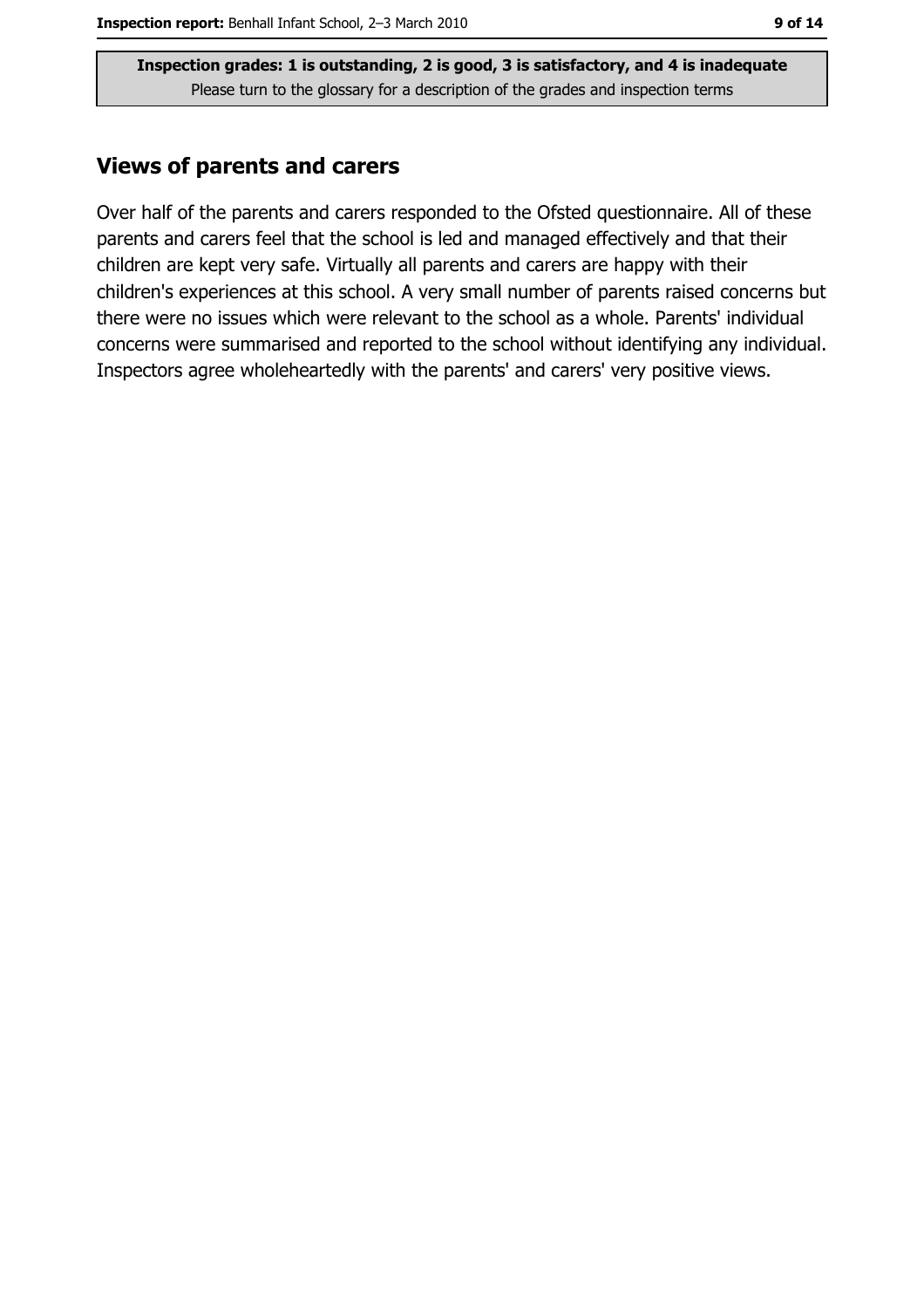**Inspection grades: 1 is outstanding, 2 is good, 3 is satisfactory, and 4 is inadequate**
Please turn to the glossary for a description of the grades and inspection terms

## Views of parents and carers

Over half of the parents and carers responded to the Ofsted questionnaire. All of these parents and carers feel that the school is led and managed effectively and that their children are kept very safe. Virtually all parents and carers are happy with their children's experiences at this school. A very small number of parents raised concerns but there were no issues which were relevant to the school as a whole. Parents' individual concerns were summarised and reported to the school without identifying any individual. Inspectors agree wholeheartedly with the parents' and carers' very positive views.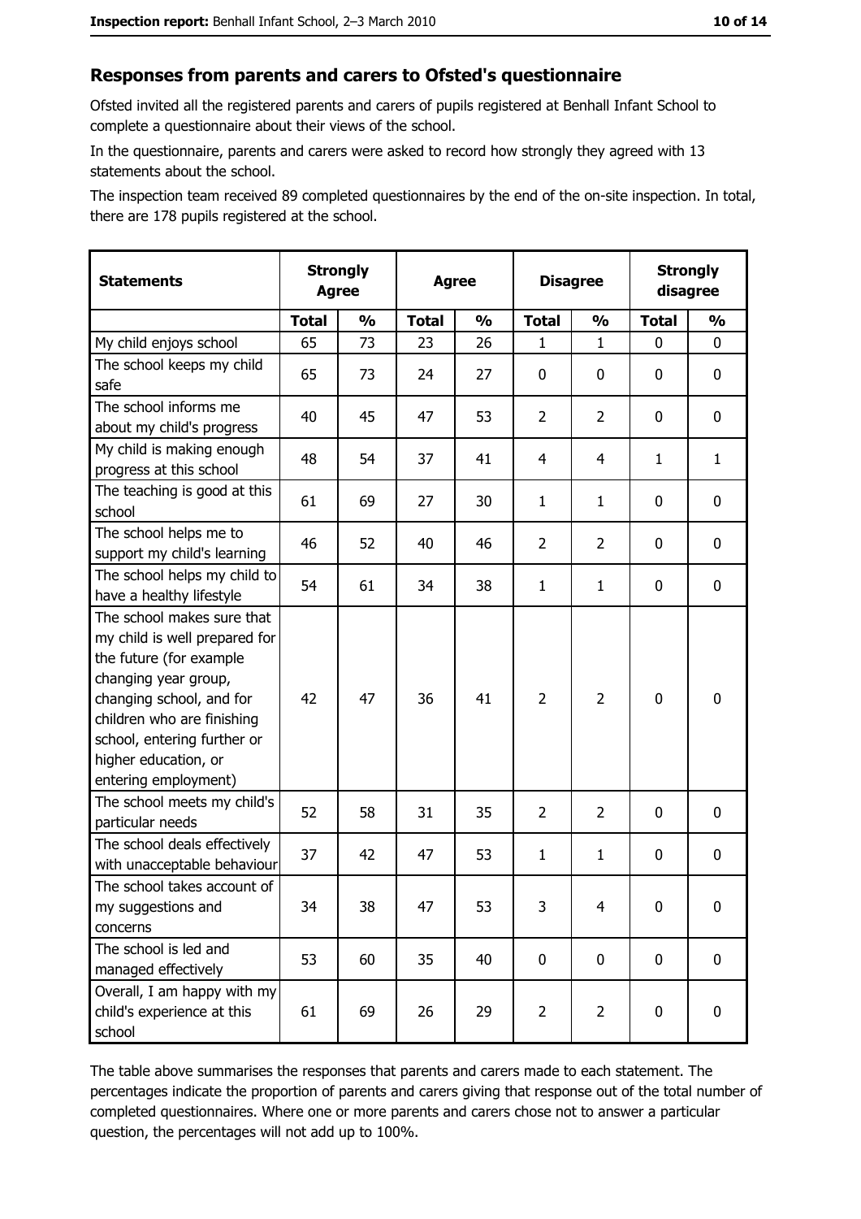## Responses from parents and carers to Ofsted's questionnaire

Ofsted invited all the registered parents and carers of pupils registered at Benhall Infant School to complete a questionnaire about their views of the school.

In the questionnaire, parents and carers were asked to record how strongly they agreed with 13 statements about the school.

The inspection team received 89 completed questionnaires by the end of the on-site inspection. In total, there are 178 pupils registered at the school.

| Statements | Strongly Agree | | Agree | | Disagree | | Strongly disagree | |
|---|---|---|---|---|---|---|---|---|
| | Total | % | Total | % | Total | % | Total | % |
| My child enjoys school | 65 | 73 | 23 | 26 | 1 | 1 | 0 | 0 |
| The school keeps my child safe | 65 | 73 | 24 | 27 | 0 | 0 | 0 | 0 |
| The school informs me about my child's progress | 40 | 45 | 47 | 53 | 2 | 2 | 0 | 0 |
| My child is making enough progress at this school | 48 | 54 | 37 | 41 | 4 | 4 | 1 | 1 |
| The teaching is good at this school | 61 | 69 | 27 | 30 | 1 | 1 | 0 | 0 |
| The school helps me to support my child's learning | 46 | 52 | 40 | 46 | 2 | 2 | 0 | 0 |
| The school helps my child to have a healthy lifestyle | 54 | 61 | 34 | 38 | 1 | 1 | 0 | 0 |
| The school makes sure that my child is well prepared for the future (for example changing year group, changing school, and for children who are finishing school, entering further or higher education, or entering employment) | 42 | 47 | 36 | 41 | 2 | 2 | 0 | 0 |
| The school meets my child's particular needs | 52 | 58 | 31 | 35 | 2 | 2 | 0 | 0 |
| The school deals effectively with unacceptable behaviour | 37 | 42 | 47 | 53 | 1 | 1 | 0 | 0 |
| The school takes account of my suggestions and concerns | 34 | 38 | 47 | 53 | 3 | 4 | 0 | 0 |
| The school is led and managed effectively | 53 | 60 | 35 | 40 | 0 | 0 | 0 | 0 |
| Overall, I am happy with my child's experience at this school | 61 | 69 | 26 | 29 | 2 | 2 | 0 | 0 |

The table above summarises the responses that parents and carers made to each statement. The percentages indicate the proportion of parents and carers giving that response out of the total number of completed questionnaires. Where one or more parents and carers chose not to answer a particular question, the percentages will not add up to 100%.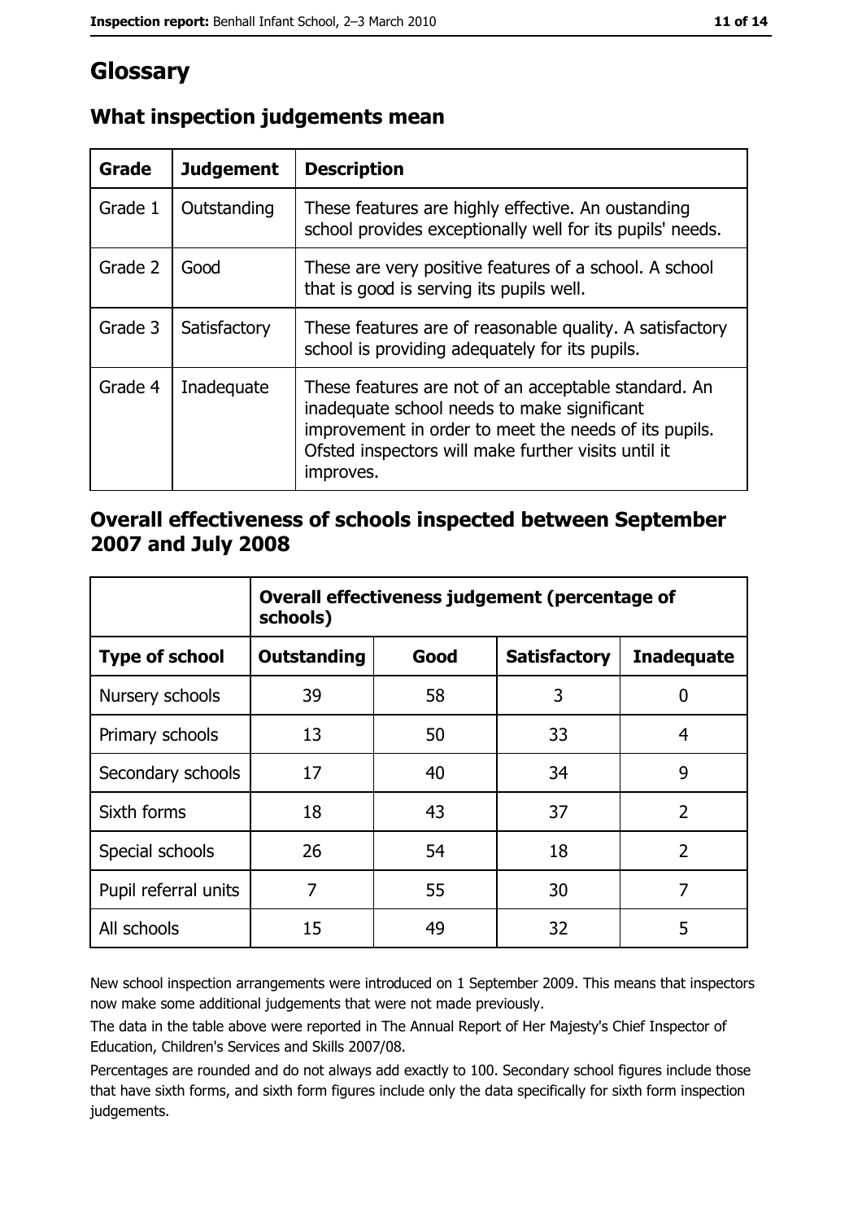# Glossary

## What inspection judgements mean

| Grade | Judgement | Description |
|---|---|---|
| Grade 1 | Outstanding | These features are highly effective. An oustanding school provides exceptionally well for its pupils' needs. |
| Grade 2 | Good | These are very positive features of a school. A school that is good is serving its pupils well. |
| Grade 3 | Satisfactory | These features are of reasonable quality. A satisfactory school is providing adequately for its pupils. |
| Grade 4 | Inadequate | These features are not of an acceptable standard. An inadequate school needs to make significant improvement in order to meet the needs of its pupils. Ofsted inspectors will make further visits until it improves. |

## Overall effectiveness of schools inspected between September 2007 and July 2008

| | Overall effectiveness judgement (percentage of schools) | | | |
|---|---|---|---|---|
| **Type of school** | **Outstanding** | **Good** | **Satisfactory** | **Inadequate** |
| Nursery schools | 39 | 58 | 3 | 0 |
| Primary schools | 13 | 50 | 33 | 4 |
| Secondary schools | 17 | 40 | 34 | 9 |
| Sixth forms | 18 | 43 | 37 | 2 |
| Special schools | 26 | 54 | 18 | 2 |
| Pupil referral units | 7 | 55 | 30 | 7 |
| All schools | 15 | 49 | 32 | 5 |

New school inspection arrangements were introduced on 1 September 2009. This means that inspectors now make some additional judgements that were not made previously.

The data in the table above were reported in The Annual Report of Her Majesty's Chief Inspector of Education, Children's Services and Skills 2007/08.

Percentages are rounded and do not always add exactly to 100. Secondary school figures include those that have sixth forms, and sixth form figures include only the data specifically for sixth form inspection judgements.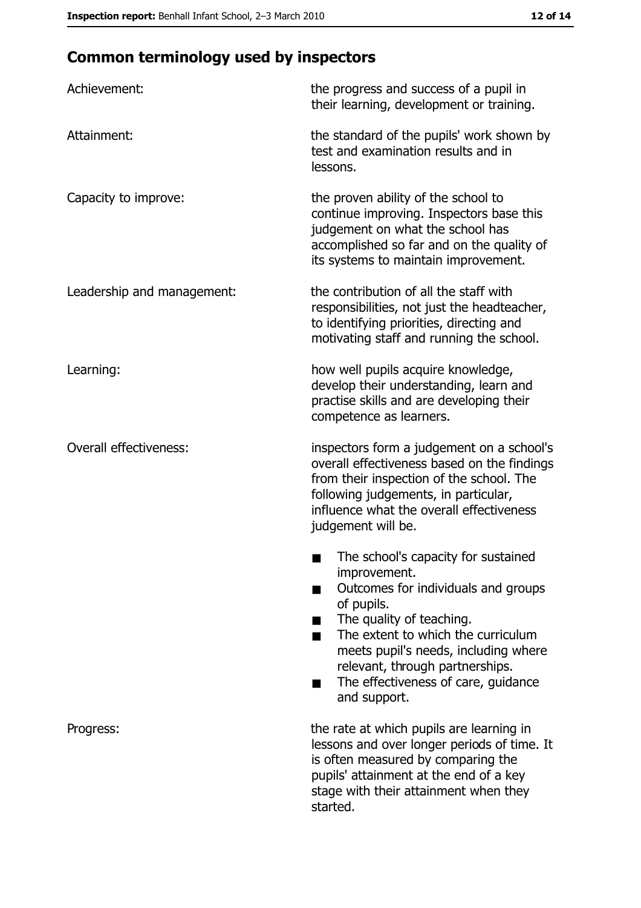## Common terminology used by inspectors

| | |
|---|---|
| Achievement: | the progress and success of a pupil in their learning, development or training. |
| Attainment: | the standard of the pupils' work shown by test and examination results and in lessons. |
| Capacity to improve: | the proven ability of the school to continue improving. Inspectors base this judgement on what the school has accomplished so far and on the quality of its systems to maintain improvement. |
| Leadership and management: | the contribution of all the staff with responsibilities, not just the headteacher, to identifying priorities, directing and motivating staff and running the school. |
| Learning: | how well pupils acquire knowledge, develop their understanding, learn and practise skills and are developing their competence as learners. |
| Overall effectiveness: | inspectors form a judgement on a school's overall effectiveness based on the findings from their inspection of the school. The following judgements, in particular, influence what the overall effectiveness judgement will be.<br>■ The school's capacity for sustained improvement.<br>■ Outcomes for individuals and groups of pupils.<br>■ The quality of teaching.<br>■ The extent to which the curriculum meets pupil's needs, including where relevant, through partnerships.<br>■ The effectiveness of care, guidance and support. |
| Progress: | the rate at which pupils are learning in lessons and over longer periods of time. It is often measured by comparing the pupils' attainment at the end of a key stage with their attainment when they started. |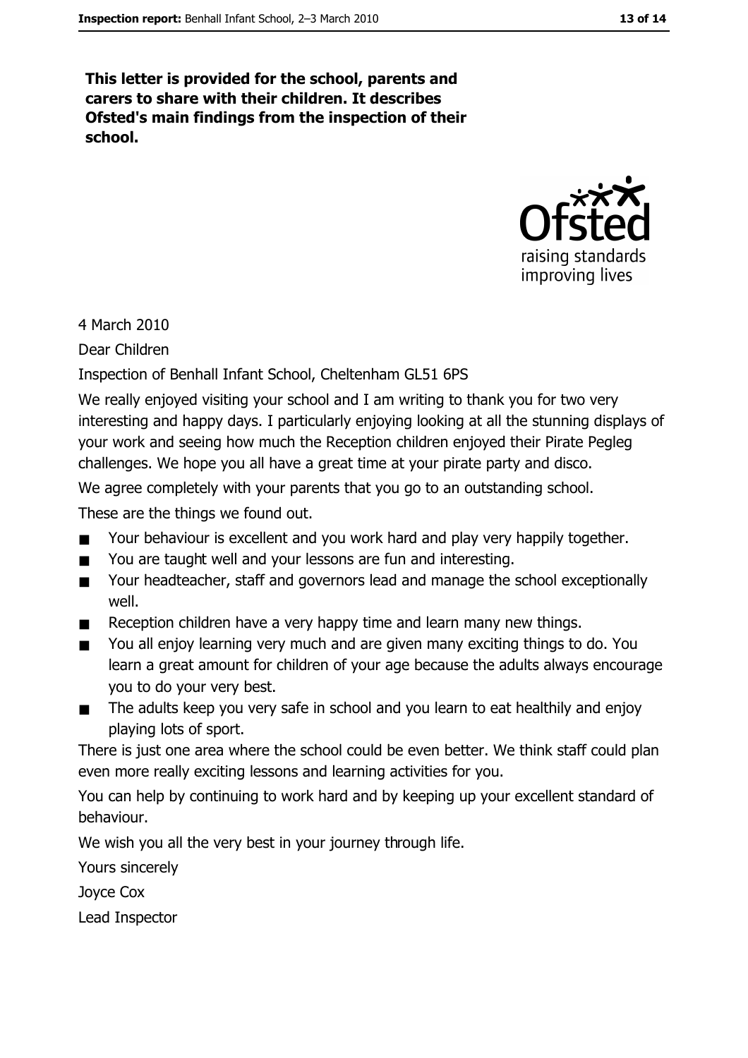**This letter is provided for the school, parents and carers to share with their children. It describes Ofsted's main findings from the inspection of their school.**

4 March 2010

Dear Children

Inspection of Benhall Infant School, Cheltenham GL51 6PS

We really enjoyed visiting your school and I am writing to thank you for two very interesting and happy days. I particularly enjoying looking at all the stunning displays of your work and seeing how much the Reception children enjoyed their Pirate Pegleg challenges. We hope you all have a great time at your pirate party and disco.

We agree completely with your parents that you go to an outstanding school.

These are the things we found out.

- Your behaviour is excellent and you work hard and play very happily together.
- You are taught well and your lessons are fun and interesting.
- Your headteacher, staff and governors lead and manage the school exceptionally well.
- Reception children have a very happy time and learn many new things.
- You all enjoy learning very much and are given many exciting things to do. You learn a great amount for children of your age because the adults always encourage you to do your very best.
- The adults keep you very safe in school and you learn to eat healthily and enjoy playing lots of sport.

There is just one area where the school could be even better. We think staff could plan even more really exciting lessons and learning activities for you.

You can help by continuing to work hard and by keeping up your excellent standard of behaviour.

We wish you all the very best in your journey through life.

Yours sincerely

Joyce Cox

Lead Inspector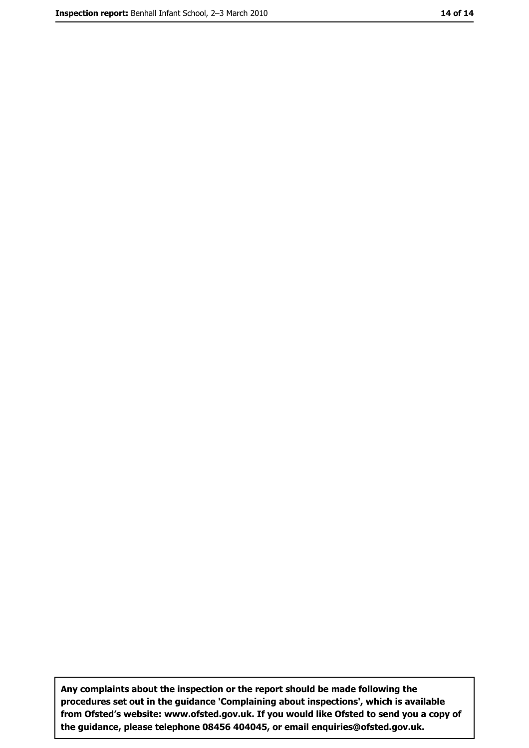**Any complaints about the inspection or the report should be made following the procedures set out in the guidance 'Complaining about inspections', which is available from Ofsted's website: www.ofsted.gov.uk. If you would like Ofsted to send you a copy of the guidance, please telephone 08456 404045, or email enquiries@ofsted.gov.uk.**